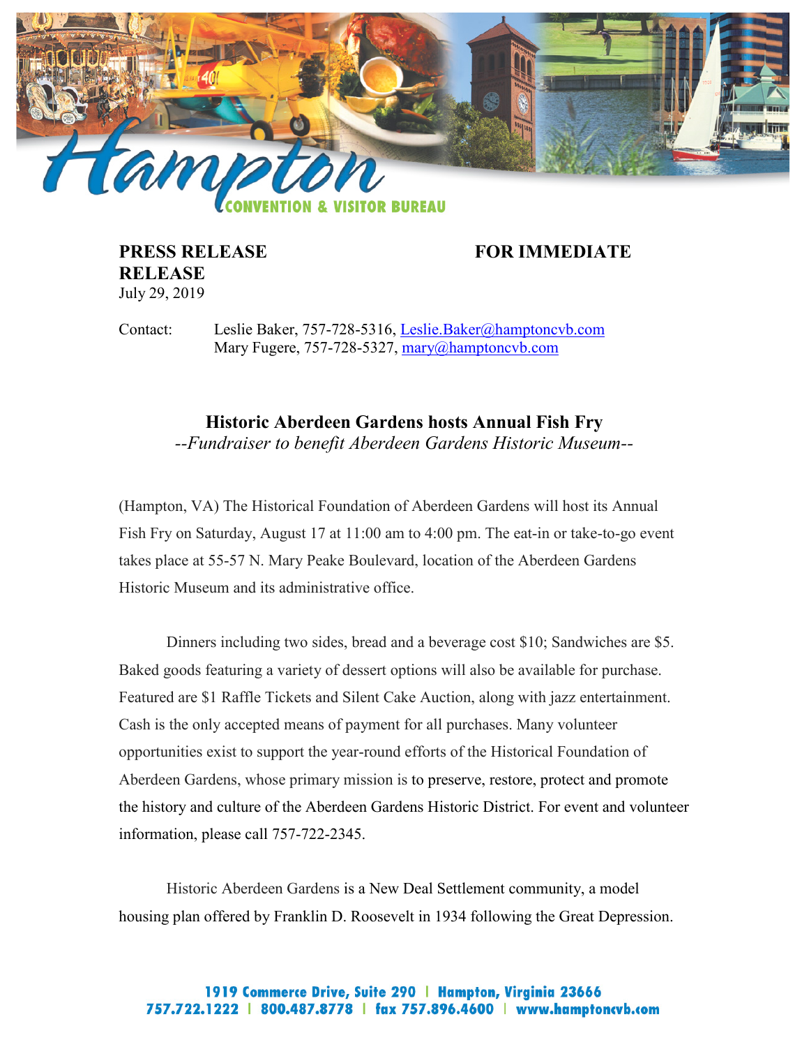**PRESS RELEASE** **FOR IMMEDIATE RELEASE**

July 29, 2019

Contact: Leslie Baker, 757-728-5316, Leslie.Baker@hamptoncvb.com
Mary Fugere, 757-728-5327, mary@hamptoncvb.com

## Historic Aberdeen Gardens hosts Annual Fish Fry

*--Fundraiser to benefit Aberdeen Gardens Historic Museum--*

(Hampton, VA) The Historical Foundation of Aberdeen Gardens will host its Annual Fish Fry on Saturday, August 17 at 11:00 am to 4:00 pm. The eat-in or take-to-go event takes place at 55-57 N. Mary Peake Boulevard, location of the Aberdeen Gardens Historic Museum and its administrative office.

Dinners including two sides, bread and a beverage cost $10; Sandwiches are $5. Baked goods featuring a variety of dessert options will also be available for purchase. Featured are $1 Raffle Tickets and Silent Cake Auction, along with jazz entertainment. Cash is the only accepted means of payment for all purchases. Many volunteer opportunities exist to support the year-round efforts of the Historical Foundation of Aberdeen Gardens, whose primary mission is to preserve, restore, protect and promote the history and culture of the Aberdeen Gardens Historic District. For event and volunteer information, please call 757-722-2345.

Historic Aberdeen Gardens is a New Deal Settlement community, a model housing plan offered by Franklin D. Roosevelt in 1934 following the Great Depression.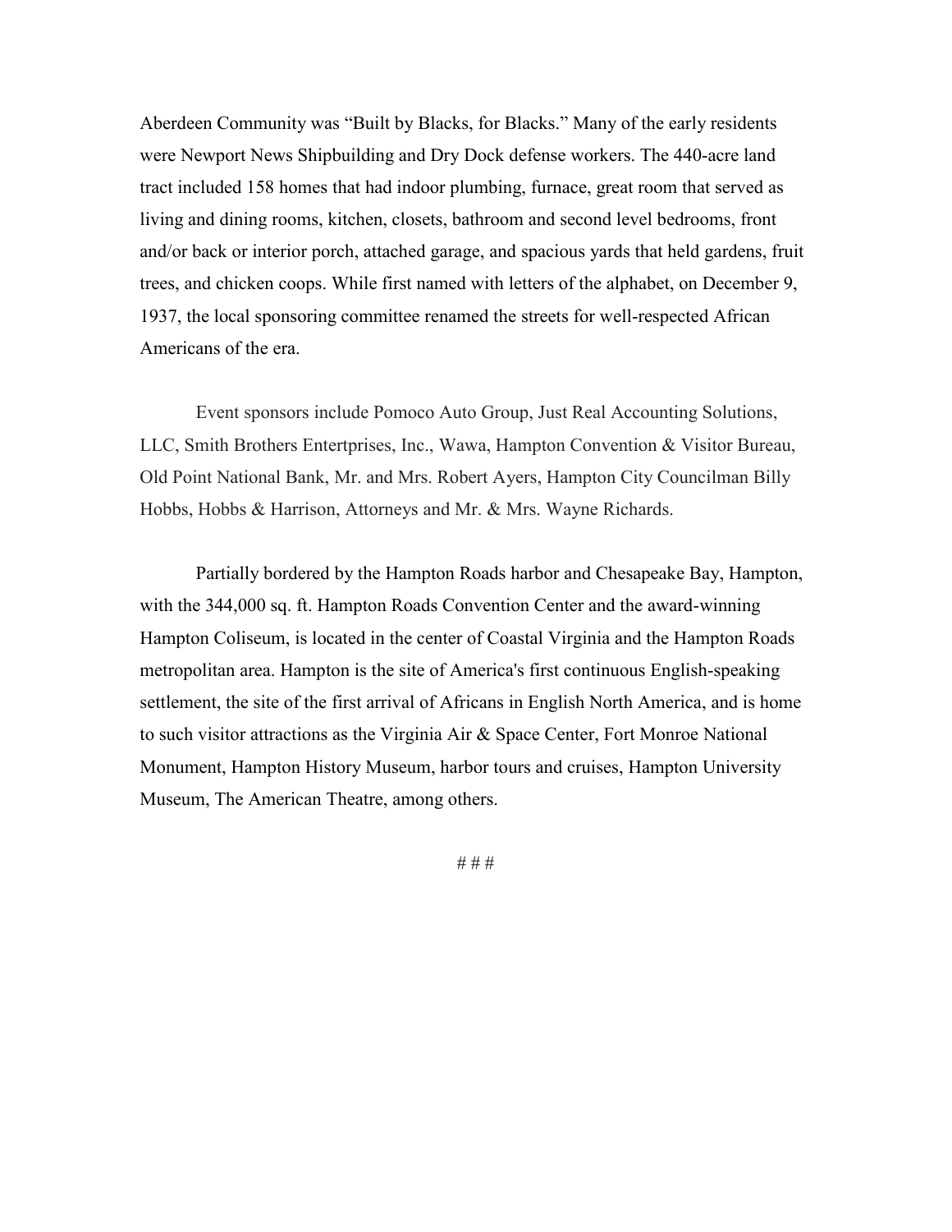Aberdeen Community was "Built by Blacks, for Blacks." Many of the early residents were Newport News Shipbuilding and Dry Dock defense workers. The 440-acre land tract included 158 homes that had indoor plumbing, furnace, great room that served as living and dining rooms, kitchen, closets, bathroom and second level bedrooms, front and/or back or interior porch, attached garage, and spacious yards that held gardens, fruit trees, and chicken coops. While first named with letters of the alphabet, on December 9, 1937, the local sponsoring committee renamed the streets for well-respected African Americans of the era.

Event sponsors include Pomoco Auto Group, Just Real Accounting Solutions, LLC, Smith Brothers Entertprises, Inc., Wawa, Hampton Convention & Visitor Bureau, Old Point National Bank, Mr. and Mrs. Robert Ayers, Hampton City Councilman Billy Hobbs, Hobbs & Harrison, Attorneys and Mr. & Mrs. Wayne Richards.

Partially bordered by the Hampton Roads harbor and Chesapeake Bay, Hampton, with the 344,000 sq. ft. Hampton Roads Convention Center and the award-winning Hampton Coliseum, is located in the center of Coastal Virginia and the Hampton Roads metropolitan area. Hampton is the site of America's first continuous English-speaking settlement, the site of the first arrival of Africans in English North America, and is home to such visitor attractions as the Virginia Air & Space Center, Fort Monroe National Monument, Hampton History Museum, harbor tours and cruises, Hampton University Museum, The American Theatre, among others.

# # #